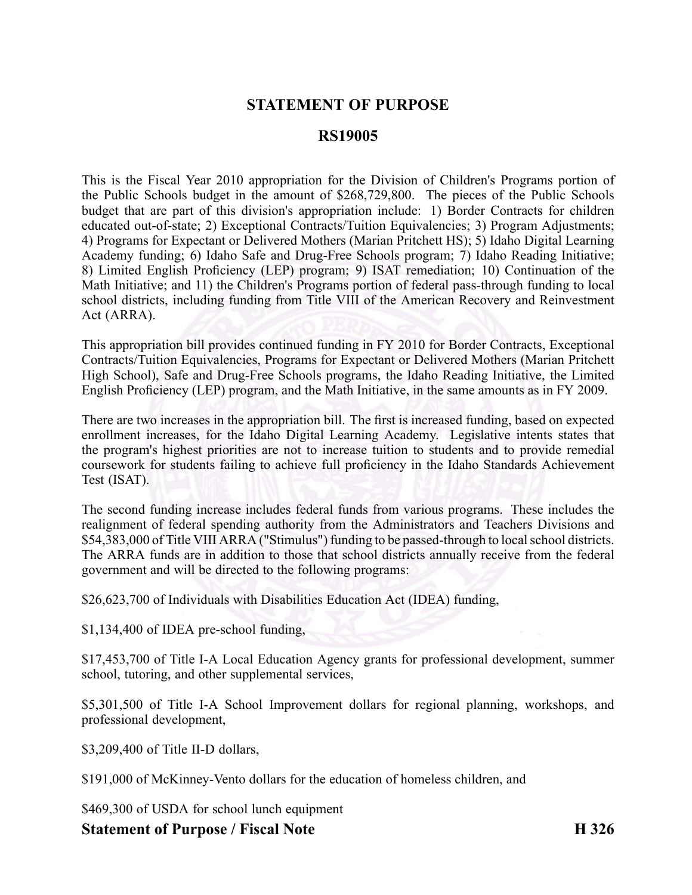# STATEMENT OF PURPOSE

## RS19005

This is the Fiscal Year 2010 appropriation for the Division of Children's Programs portion of the Public Schools budget in the amount of $268,729,800. The pieces of the Public Schools budget that are part of this division's appropriation include: 1) Border Contracts for children educated out-of-state; 2) Exceptional Contracts/Tuition Equivalencies; 3) Program Adjustments; 4) Programs for Expectant or Delivered Mothers (Marian Pritchett HS); 5) Idaho Digital Learning Academy funding; 6) Idaho Safe and Drug-Free Schools program; 7) Idaho Reading Initiative; 8) Limited English Proficiency (LEP) program; 9) ISAT remediation; 10) Continuation of the Math Initiative; and 11) the Children's Programs portion of federal pass-through funding to local school districts, including funding from Title VIII of the American Recovery and Reinvestment Act (ARRA).

This appropriation bill provides continued funding in FY 2010 for Border Contracts, Exceptional Contracts/Tuition Equivalencies, Programs for Expectant or Delivered Mothers (Marian Pritchett High School), Safe and Drug-Free Schools programs, the Idaho Reading Initiative, the Limited English Proficiency (LEP) program, and the Math Initiative, in the same amounts as in FY 2009.

There are two increases in the appropriation bill. The first is increased funding, based on expected enrollment increases, for the Idaho Digital Learning Academy. Legislative intents states that the program's highest priorities are not to increase tuition to students and to provide remedial coursework for students failing to achieve full proficiency in the Idaho Standards Achievement Test (ISAT).

The second funding increase includes federal funds from various programs. These includes the realignment of federal spending authority from the Administrators and Teachers Divisions and $54,383,000 of Title VIII ARRA ("Stimulus") funding to be passed-through to local school districts. The ARRA funds are in addition to those that school districts annually receive from the federal government and will be directed to the following programs:

$26,623,700 of Individuals with Disabilities Education Act (IDEA) funding,

$1,134,400 of IDEA pre-school funding,

$17,453,700 of Title I-A Local Education Agency grants for professional development, summer school, tutoring, and other supplemental services,

$5,301,500 of Title I-A School Improvement dollars for regional planning, workshops, and professional development,

$3,209,400 of Title II-D dollars,

$191,000 of McKinney-Vento dollars for the education of homeless children, and

$469,300 of USDA for school lunch equipment

**Statement of Purpose / Fiscal Note** **H 326**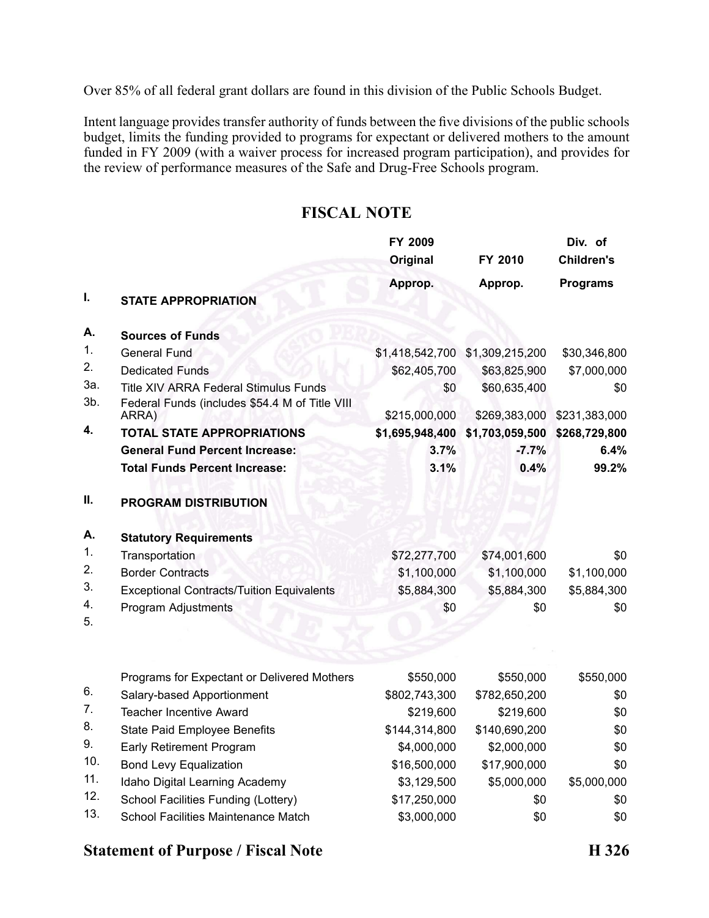Over 85% of all federal grant dollars are found in this division of the Public Schools Budget.

Intent language provides transfer authority of funds between the five divisions of the public schools budget, limits the funding provided to programs for expectant or delivered mothers to the amount funded in FY 2009 (with a waiver process for increased program participation), and provides for the review of performance measures of the Safe and Drug-Free Schools program.

## FISCAL NOTE

| | | FY 2009 Original Approp. | FY 2010 Approp. | Div. of Children's Programs |
|---|---|---|---|---|
| **I.** | **STATE APPROPRIATION** | | | |
| **A.** | **Sources of Funds** | | | |
| 1. | General Fund | $1,418,542,700 | $1,309,215,200 | $30,346,800 |
| 2. | Dedicated Funds | $62,405,700 | $63,825,900 | $7,000,000 |
| 3a. | Title XIV ARRA Federal Stimulus Funds | $0 | $60,635,400 | $0 |
| 3b. | Federal Funds (includes $54.4 M of Title VIII ARRA) | $215,000,000 | $269,383,000 | $231,383,000 |
| **4.** | **TOTAL STATE APPROPRIATIONS** | **$1,695,948,400** | **$1,703,059,500** | **$268,729,800** |
| | **General Fund Percent Increase:** | **3.7%** | **-7.7%** | **6.4%** |
| | **Total Funds Percent Increase:** | **3.1%** | **0.4%** | **99.2%** |
| **II.** | **PROGRAM DISTRIBUTION** | | | |
| **A.** | **Statutory Requirements** | | | |
| 1. | Transportation | $72,277,700 | $74,001,600 | $0 |
| 2. | Border Contracts | $1,100,000 | $1,100,000 | $1,100,000 |
| 3. | Exceptional Contracts/Tuition Equivalents | $5,884,300 | $5,884,300 | $5,884,300 |
| 4. | Program Adjustments | $0 | $0 | $0 |
| 5. | Programs for Expectant or Delivered Mothers | $550,000 | $550,000 | $550,000 |
| 6. | Salary-based Apportionment | $802,743,300 | $782,650,200 | $0 |
| 7. | Teacher Incentive Award | $219,600 | $219,600 | $0 |
| 8. | State Paid Employee Benefits | $144,314,800 | $140,690,200 | $0 |
| 9. | Early Retirement Program | $4,000,000 | $2,000,000 | $0 |
| 10. | Bond Levy Equalization | $16,500,000 | $17,900,000 | $0 |
| 11. | Idaho Digital Learning Academy | $3,129,500 | $5,000,000 | $5,000,000 |
| 12. | School Facilities Funding (Lottery) | $17,250,000 | $0 | $0 |
| 13. | School Facilities Maintenance Match | $3,000,000 | $0 | $0 |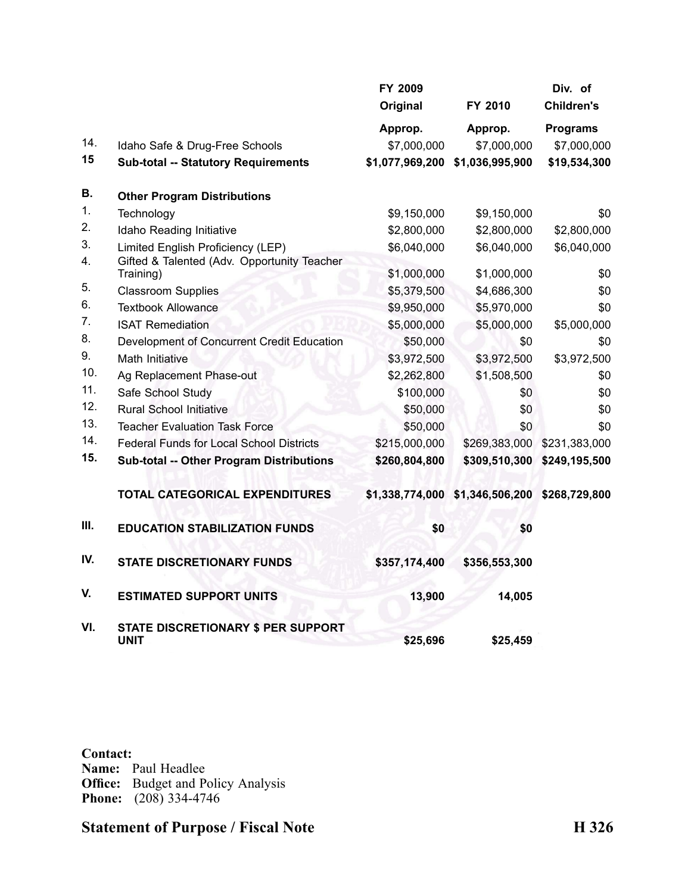| | | FY 2009 Original Approp. | FY 2010 Approp. | Div. of Children's Programs |
|---|---|---|---|---|
| 14. | Idaho Safe & Drug-Free Schools | $7,000,000 | $7,000,000 | $7,000,000 |
| **15** | **Sub-total -- Statutory Requirements** | **$1,077,969,200** | **$1,036,995,900** | **$19,534,300** |
| **B.** | **Other Program Distributions** | | | |
| 1. | Technology | $9,150,000 | $9,150,000 | $0 |
| 2. | Idaho Reading Initiative | $2,800,000 | $2,800,000 | $2,800,000 |
| 3. | Limited English Proficiency (LEP) | $6,040,000 | $6,040,000 | $6,040,000 |
| 4. | Gifted & Talented (Adv. Opportunity Teacher Training) | $1,000,000 | $1,000,000 | $0 |
| 5. | Classroom Supplies | $5,379,500 | $4,686,300 | $0 |
| 6. | Textbook Allowance | $9,950,000 | $5,970,000 | $0 |
| 7. | ISAT Remediation | $5,000,000 | $5,000,000 | $5,000,000 |
| 8. | Development of Concurrent Credit Education | $50,000 | $0 | $0 |
| 9. | Math Initiative | $3,972,500 | $3,972,500 | $3,972,500 |
| 10. | Ag Replacement Phase-out | $2,262,800 | $1,508,500 | $0 |
| 11. | Safe School Study | $100,000 | $0 | $0 |
| 12. | Rural School Initiative | $50,000 | $0 | $0 |
| 13. | Teacher Evaluation Task Force | $50,000 | $0 | $0 |
| 14. | Federal Funds for Local School Districts | $215,000,000 | $269,383,000 | $231,383,000 |
| **15.** | **Sub-total -- Other Program Distributions** | **$260,804,800** | **$309,510,300** | **$249,195,500** |
| | **TOTAL CATEGORICAL EXPENDITURES** | **$1,338,774,000** | **$1,346,506,200** | **$268,729,800** |
| **III.** | **EDUCATION STABILIZATION FUNDS** | **$0** | **$0** | |
| **IV.** | **STATE DISCRETIONARY FUNDS** | **$357,174,400** | **$356,553,300** | |
| **V.** | **ESTIMATED SUPPORT UNITS** | **13,900** | **14,005** | |
| **VI.** | **STATE DISCRETIONARY $ PER SUPPORT UNIT** | **$25,696** | **$25,459** | |

**Contact:**
**Name:** Paul Headlee
**Office:** Budget and Policy Analysis
**Phone:** (208) 334-4746

## Statement of Purpose / Fiscal Note — H 326